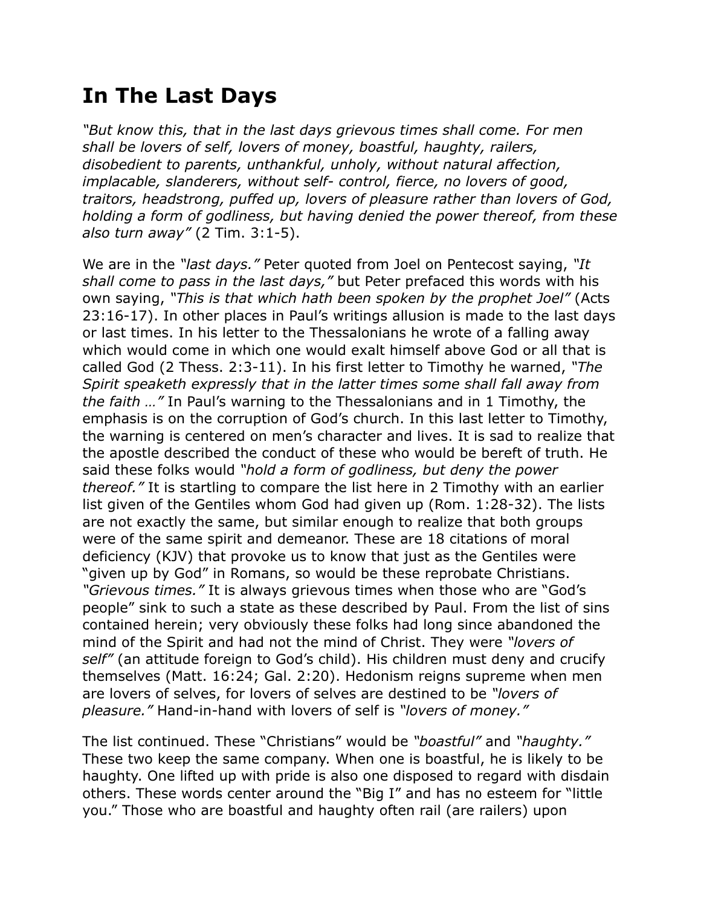# In The Last Days

*"But know this, that in the last days grievous times shall come. For men shall be lovers of self, lovers of money, boastful, haughty, railers, disobedient to parents, unthankful, unholy, without natural affection, implacable, slanderers, without self- control, fierce, no lovers of good, traitors, headstrong, puffed up, lovers of pleasure rather than lovers of God, holding a form of godliness, but having denied the power thereof, from these also turn away"* (2 Tim. 3:1-5).

We are in the *"last days."* Peter quoted from Joel on Pentecost saying, *"It shall come to pass in the last days,"* but Peter prefaced this words with his own saying, *"This is that which hath been spoken by the prophet Joel"* (Acts 23:16-17). In other places in Paul's writings allusion is made to the last days or last times. In his letter to the Thessalonians he wrote of a falling away which would come in which one would exalt himself above God or all that is called God (2 Thess. 2:3-11). In his first letter to Timothy he warned, *"The Spirit speaketh expressly that in the latter times some shall fall away from the faith …"* In Paul's warning to the Thessalonians and in 1 Timothy, the emphasis is on the corruption of God's church. In this last letter to Timothy, the warning is centered on men's character and lives. It is sad to realize that the apostle described the conduct of these who would be bereft of truth. He said these folks would *"hold a form of godliness, but deny the power thereof."* It is startling to compare the list here in 2 Timothy with an earlier list given of the Gentiles whom God had given up (Rom. 1:28-32). The lists are not exactly the same, but similar enough to realize that both groups were of the same spirit and demeanor. These are 18 citations of moral deficiency (KJV) that provoke us to know that just as the Gentiles were "given up by God" in Romans, so would be these reprobate Christians. *"Grievous times."* It is always grievous times when those who are "God's people" sink to such a state as these described by Paul. From the list of sins contained herein; very obviously these folks had long since abandoned the mind of the Spirit and had not the mind of Christ. They were *"lovers of self"* (an attitude foreign to God's child). His children must deny and crucify themselves (Matt. 16:24; Gal. 2:20). Hedonism reigns supreme when men are lovers of selves, for lovers of selves are destined to be *"lovers of pleasure."* Hand-in-hand with lovers of self is *"lovers of money."*

The list continued. These "Christians" would be *"boastful"* and *"haughty."* These two keep the same company. When one is boastful, he is likely to be haughty. One lifted up with pride is also one disposed to regard with disdain others. These words center around the "Big I" and has no esteem for "little you." Those who are boastful and haughty often rail (are railers) upon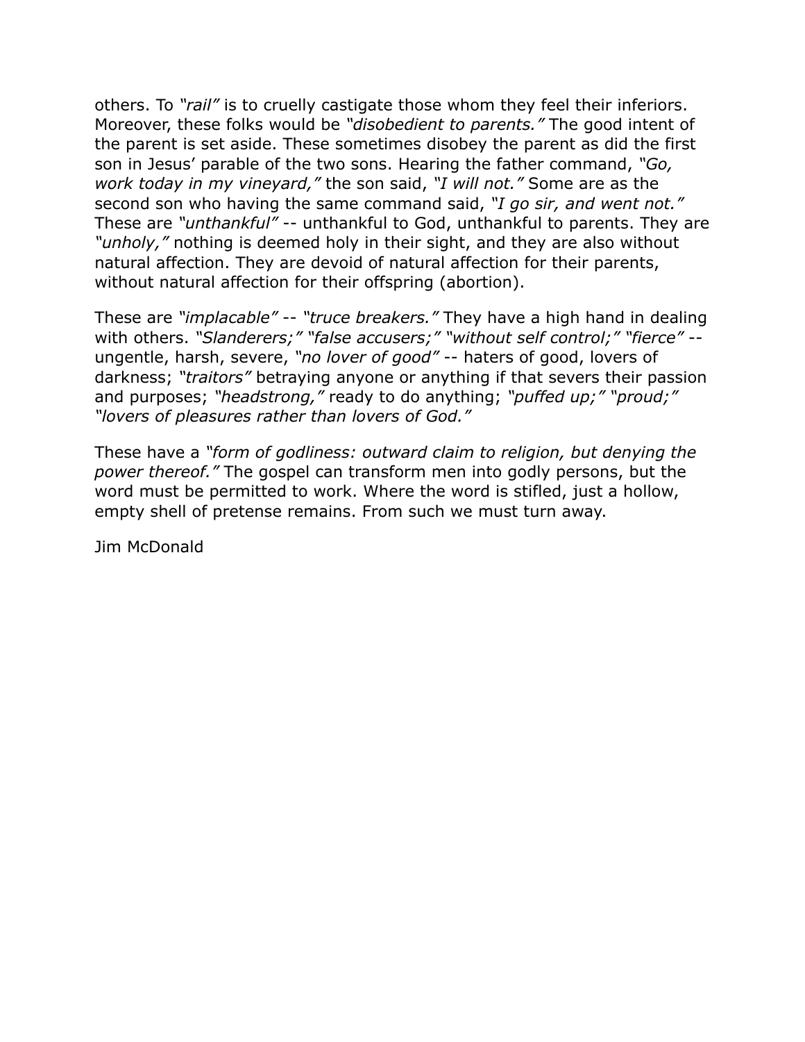others. To *"rail"* is to cruelly castigate those whom they feel their inferiors. Moreover, these folks would be *"disobedient to parents."* The good intent of the parent is set aside. These sometimes disobey the parent as did the first son in Jesus' parable of the two sons. Hearing the father command, *"Go, work today in my vineyard,"* the son said, *"I will not."* Some are as the second son who having the same command said, *"I go sir, and went not."* These are *"unthankful"* -- unthankful to God, unthankful to parents. They are *"unholy,"* nothing is deemed holy in their sight, and they are also without natural affection. They are devoid of natural affection for their parents, without natural affection for their offspring (abortion).

These are *"implacable"* -- *"truce breakers."* They have a high hand in dealing with others. *"Slanderers;" "false accusers;" "without self control;" "fierce"* -- ungentle, harsh, severe, *"no lover of good"* -- haters of good, lovers of darkness; *"traitors"* betraying anyone or anything if that severs their passion and purposes; *"headstrong,"* ready to do anything; *"puffed up;" "proud;" "lovers of pleasures rather than lovers of God."*

These have a *"form of godliness: outward claim to religion, but denying the power thereof."* The gospel can transform men into godly persons, but the word must be permitted to work. Where the word is stifled, just a hollow, empty shell of pretense remains. From such we must turn away.

Jim McDonald